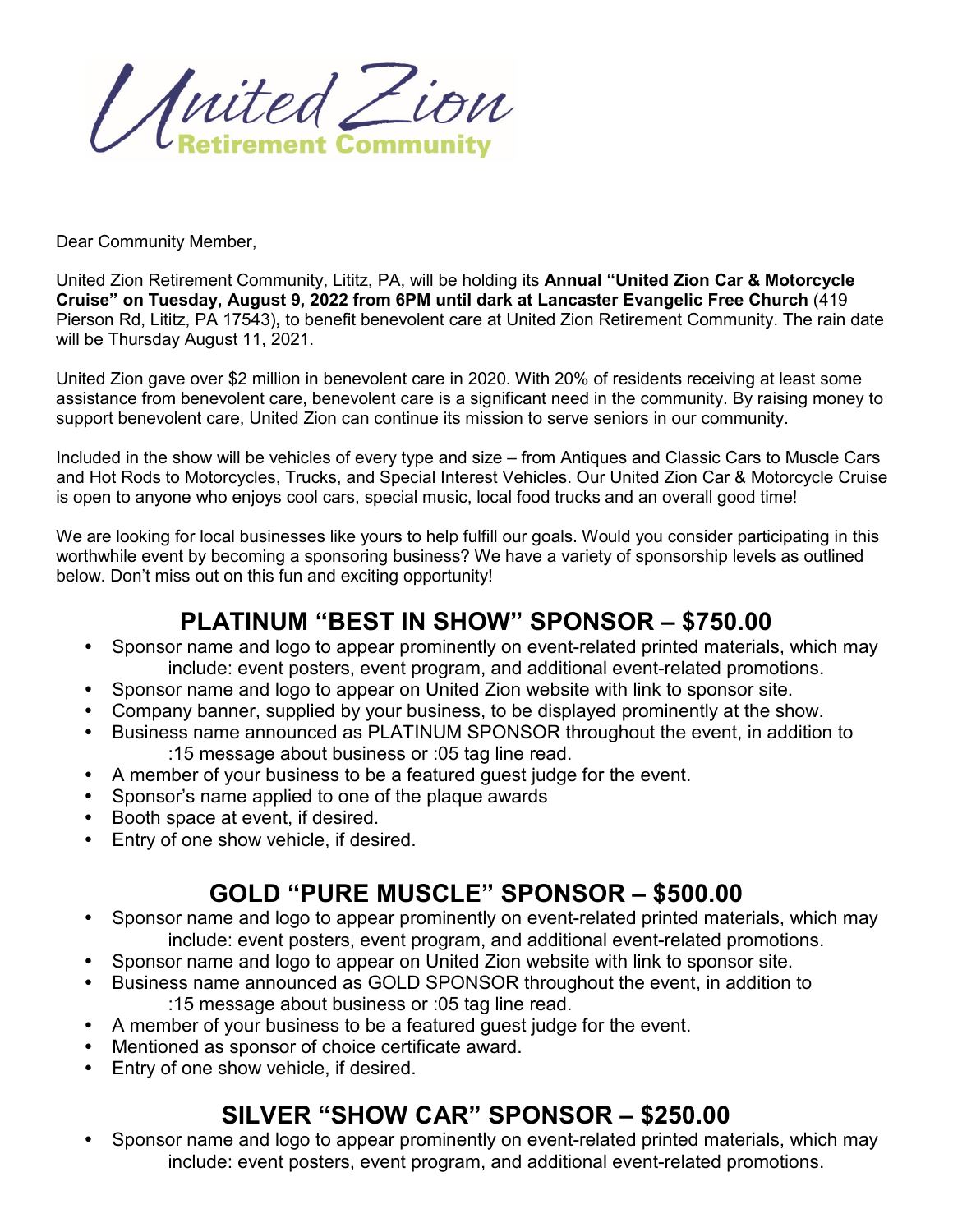United Zion
Retirement Community

Dear Community Member,

United Zion Retirement Community, Lititz, PA, will be holding its **Annual "United Zion Car & Motorcycle Cruise" on Tuesday, August 9, 2022 from 6PM until dark at Lancaster Evangelic Free Church** (419 Pierson Rd, Lititz, PA 17543)**,** to benefit benevolent care at United Zion Retirement Community. The rain date will be Thursday August 11, 2021.

United Zion gave over $2 million in benevolent care in 2020. With 20% of residents receiving at least some assistance from benevolent care, benevolent care is a significant need in the community. By raising money to support benevolent care, United Zion can continue its mission to serve seniors in our community.

Included in the show will be vehicles of every type and size – from Antiques and Classic Cars to Muscle Cars and Hot Rods to Motorcycles, Trucks, and Special Interest Vehicles. Our United Zion Car & Motorcycle Cruise is open to anyone who enjoys cool cars, special music, local food trucks and an overall good time!

We are looking for local businesses like yours to help fulfill our goals. Would you consider participating in this worthwhile event by becoming a sponsoring business? We have a variety of sponsorship levels as outlined below. Don't miss out on this fun and exciting opportunity!

## PLATINUM "BEST IN SHOW" SPONSOR – $750.00

- Sponsor name and logo to appear prominently on event-related printed materials, which may include: event posters, event program, and additional event-related promotions.
- Sponsor name and logo to appear on United Zion website with link to sponsor site.
- Company banner, supplied by your business, to be displayed prominently at the show.
- Business name announced as PLATINUM SPONSOR throughout the event, in addition to :15 message about business or :05 tag line read.
- A member of your business to be a featured guest judge for the event.
- Sponsor's name applied to one of the plaque awards
- Booth space at event, if desired.
- Entry of one show vehicle, if desired.

## GOLD "PURE MUSCLE" SPONSOR – $500.00

- Sponsor name and logo to appear prominently on event-related printed materials, which may include: event posters, event program, and additional event-related promotions.
- Sponsor name and logo to appear on United Zion website with link to sponsor site.
- Business name announced as GOLD SPONSOR throughout the event, in addition to :15 message about business or :05 tag line read.
- A member of your business to be a featured guest judge for the event.
- Mentioned as sponsor of choice certificate award.
- Entry of one show vehicle, if desired.

## SILVER "SHOW CAR" SPONSOR – $250.00

- Sponsor name and logo to appear prominently on event-related printed materials, which may include: event posters, event program, and additional event-related promotions.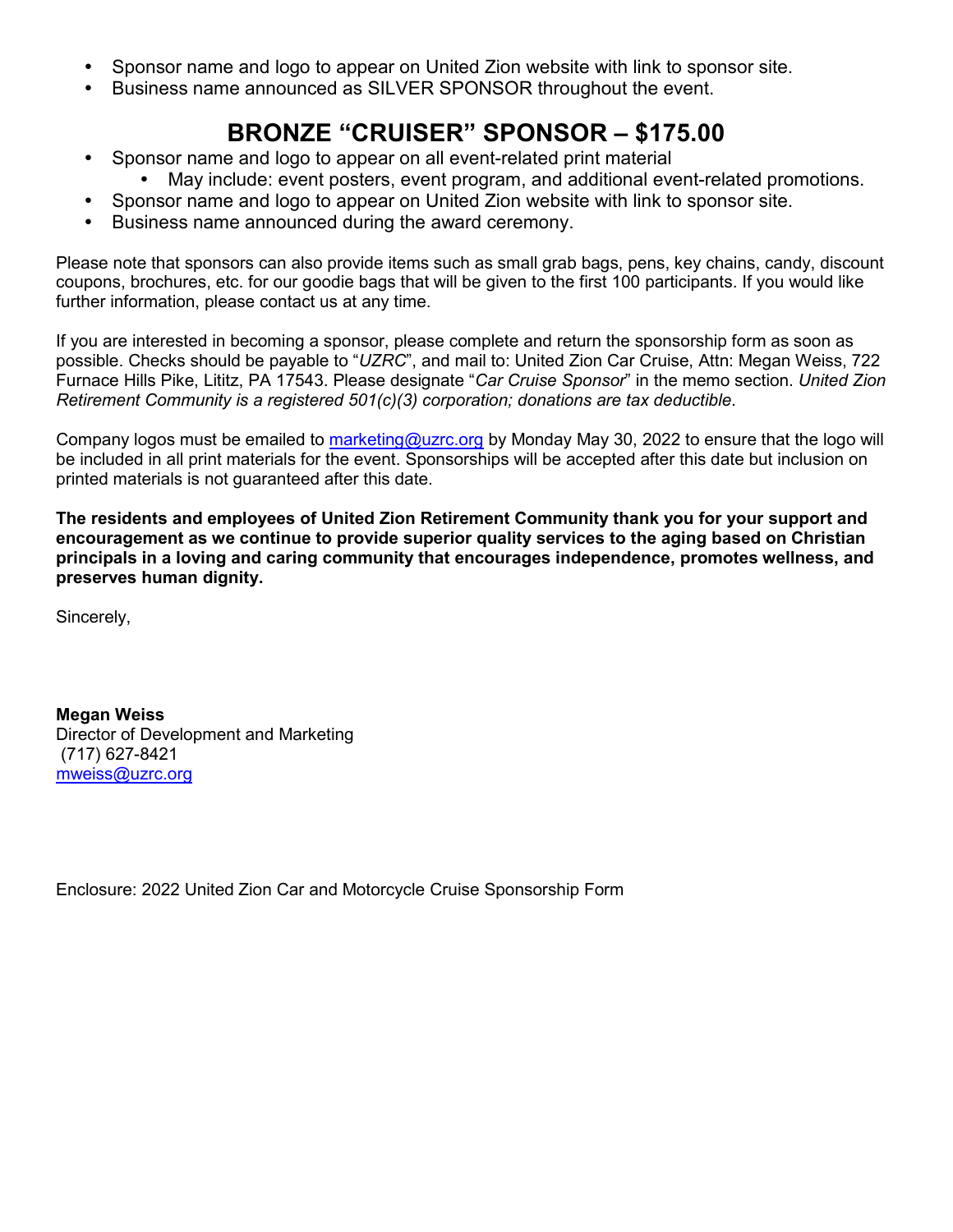- Sponsor name and logo to appear on United Zion website with link to sponsor site.
- Business name announced as SILVER SPONSOR throughout the event.

## BRONZE "CRUISER" SPONSOR – $175.00

- Sponsor name and logo to appear on all event-related print material
  - May include: event posters, event program, and additional event-related promotions.
- Sponsor name and logo to appear on United Zion website with link to sponsor site.
- Business name announced during the award ceremony.

Please note that sponsors can also provide items such as small grab bags, pens, key chains, candy, discount coupons, brochures, etc. for our goodie bags that will be given to the first 100 participants. If you would like further information, please contact us at any time.

If you are interested in becoming a sponsor, please complete and return the sponsorship form as soon as possible. Checks should be payable to "*UZRC*", and mail to: United Zion Car Cruise, Attn: Megan Weiss, 722 Furnace Hills Pike, Lititz, PA 17543. Please designate "*Car Cruise Sponsor*" in the memo section. *United Zion Retirement Community is a registered 501(c)(3) corporation; donations are tax deductible*.

Company logos must be emailed to marketing@uzrc.org by Monday May 30, 2022 to ensure that the logo will be included in all print materials for the event. Sponsorships will be accepted after this date but inclusion on printed materials is not guaranteed after this date.

**The residents and employees of United Zion Retirement Community thank you for your support and encouragement as we continue to provide superior quality services to the aging based on Christian principals in a loving and caring community that encourages independence, promotes wellness, and preserves human dignity.**

Sincerely,

**Megan Weiss**
Director of Development and Marketing
(717) 627-8421
mweiss@uzrc.org

Enclosure: 2022 United Zion Car and Motorcycle Cruise Sponsorship Form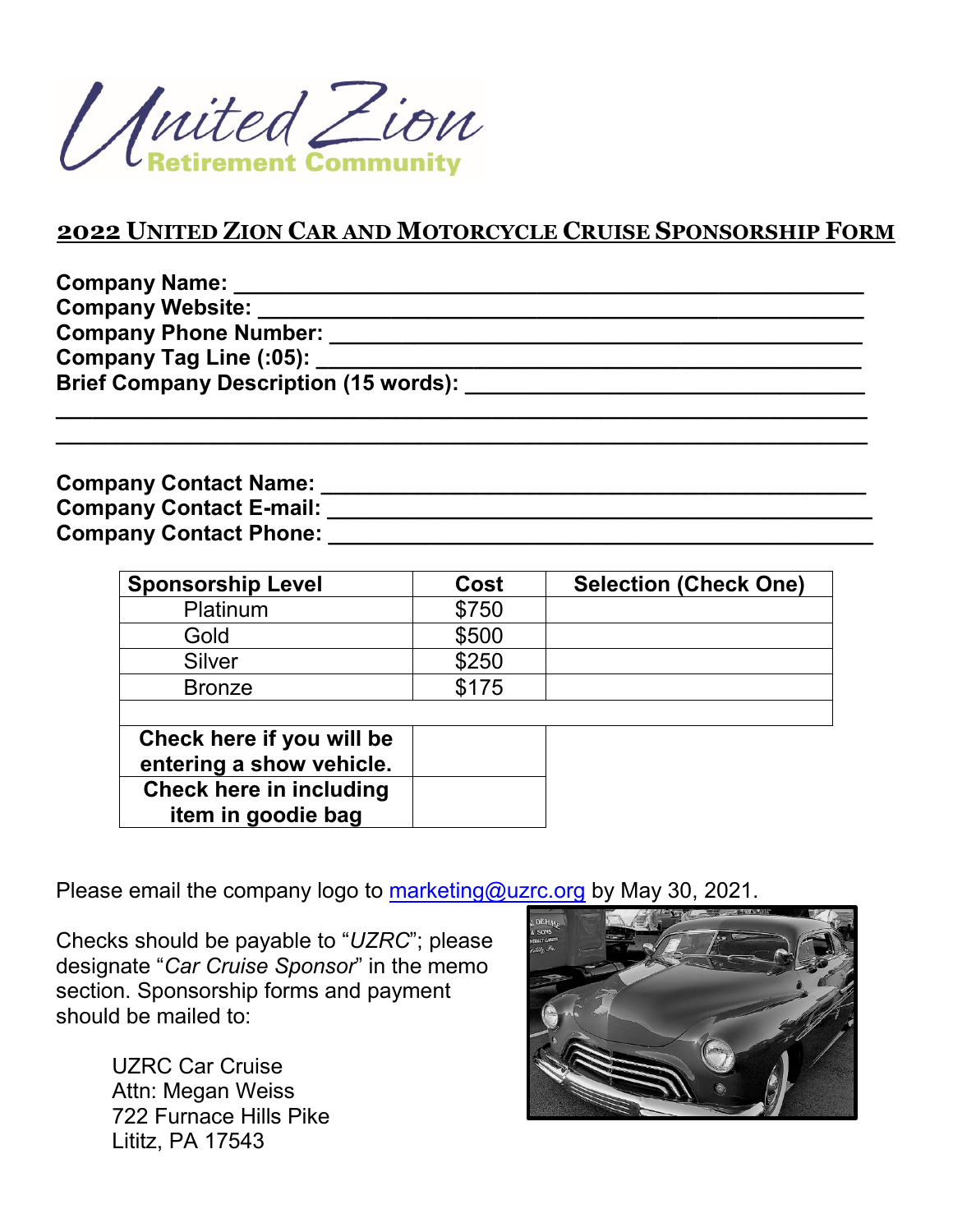United Zion
Retirement Community

## 2022 United Zion Car and Motorcycle Cruise Sponsorship Form

**Company Name:** ______________________________________________

**Company Website:** ____________________________________________

**Company Phone Number:** _______________________________________

**Company Tag Line (:05):** ________________________________________

**Brief Company Description (15 words):** ______________________________

______________________________________________________________

______________________________________________________________

**Company Contact Name:** ________________________________________

**Company Contact E-mail:** ________________________________________

**Company Contact Phone:** ________________________________________

| Sponsorship Level | Cost | Selection (Check One) |
|---|---|---|
| Platinum | $750 | |
| Gold | $500 | |
| Silver | $250 | |
| Bronze | $175 | |
| | | |
| **Check here if you will be entering a show vehicle.** | | |
| **Check here in including item in goodie bag** | | |

Please email the company logo to marketing@uzrc.org by May 30, 2021.

Checks should be payable to "*UZRC*"; please designate "*Car Cruise Sponsor*" in the memo section. Sponsorship forms and payment should be mailed to:

UZRC Car Cruise
Attn: Megan Weiss
722 Furnace Hills Pike
Lititz, PA 17543